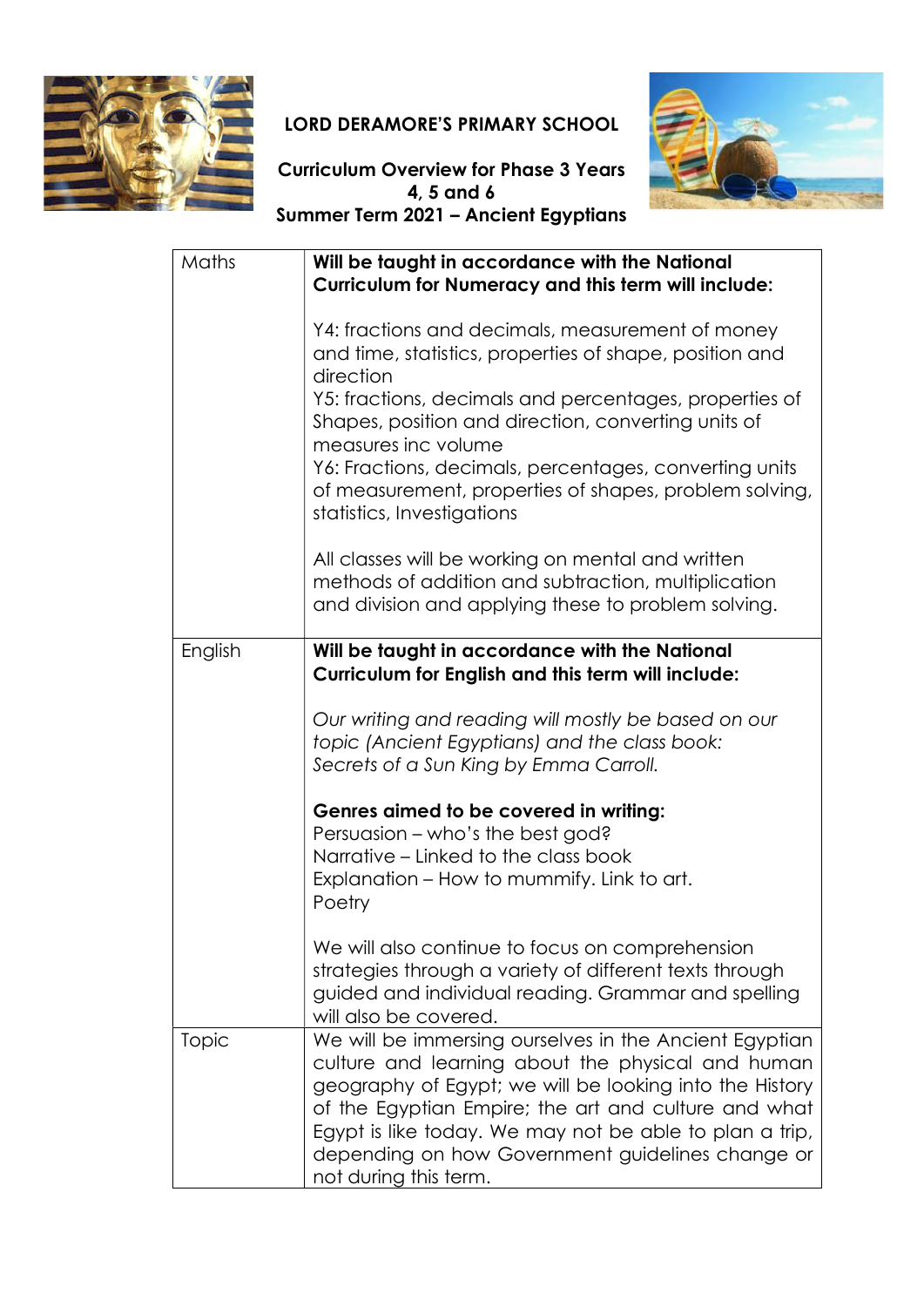# LORD DERAMORE'S PRIMARY SCHOOL

## Curriculum Overview for Phase 3 Years 4, 5 and 6
## Summer Term 2021 – Ancient Egyptians

| | |
|---|---|
| Maths | **Will be taught in accordance with the National Curriculum for Numeracy and this term will include:**<br><br>Y4: fractions and decimals, measurement of money and time, statistics, properties of shape, position and direction<br>Y5: fractions, decimals and percentages, properties of Shapes, position and direction, converting units of measures inc volume<br>Y6: Fractions, decimals, percentages, converting units of measurement, properties of shapes, problem solving, statistics, Investigations<br><br>All classes will be working on mental and written methods of addition and subtraction, multiplication and division and applying these to problem solving. |
| English | **Will be taught in accordance with the National Curriculum for English and this term will include:**<br><br>*Our writing and reading will mostly be based on our topic (Ancient Egyptians) and the class book: Secrets of a Sun King by Emma Carroll.*<br><br>**Genres aimed to be covered in writing:**<br>Persuasion – who's the best god?<br>Narrative – Linked to the class book<br>Explanation – How to mummify. Link to art.<br>Poetry<br><br>We will also continue to focus on comprehension strategies through a variety of different texts through guided and individual reading. Grammar and spelling will also be covered. |
| Topic | We will be immersing ourselves in the Ancient Egyptian culture and learning about the physical and human geography of Egypt; we will be looking into the History of the Egyptian Empire; the art and culture and what Egypt is like today. We may not be able to plan a trip, depending on how Government guidelines change or not during this term. |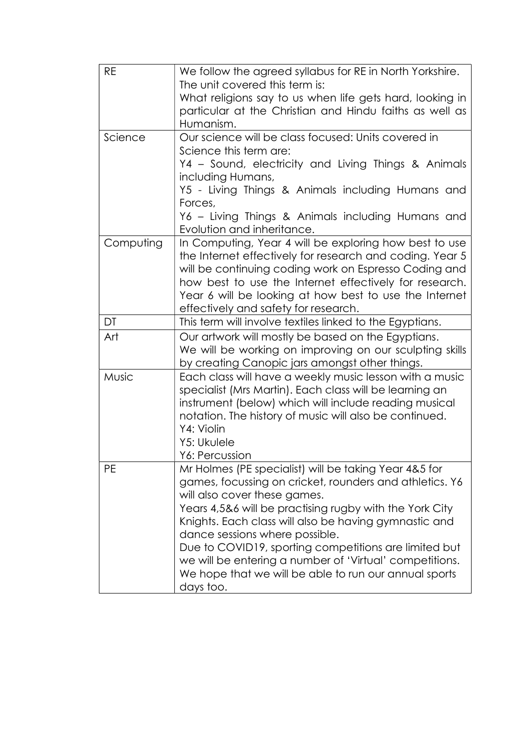| | |
|---|---|
| RE | We follow the agreed syllabus for RE in North Yorkshire.<br>The unit covered this term is:<br>What religions say to us when life gets hard, looking in particular at the Christian and Hindu faiths as well as Humanism. |
| Science | Our science will be class focused: Units covered in Science this term are:<br>Y4 – Sound, electricity and Living Things & Animals including Humans,<br>Y5 - Living Things & Animals including Humans and Forces,<br>Y6 – Living Things & Animals including Humans and Evolution and inheritance. |
| Computing | In Computing, Year 4 will be exploring how best to use the Internet effectively for research and coding. Year 5 will be continuing coding work on Espresso Coding and how best to use the Internet effectively for research. Year 6 will be looking at how best to use the Internet effectively and safety for research. |
| DT | This term will involve textiles linked to the Egyptians. |
| Art | Our artwork will mostly be based on the Egyptians.<br>We will be working on improving on our sculpting skills by creating Canopic jars amongst other things. |
| Music | Each class will have a weekly music lesson with a music specialist (Mrs Martin). Each class will be learning an instrument (below) which will include reading musical notation. The history of music will also be continued.<br>Y4: Violin<br>Y5: Ukulele<br>Y6: Percussion |
| PE | Mr Holmes (PE specialist) will be taking Year 4&5 for games, focussing on cricket, rounders and athletics. Y6 will also cover these games.<br>Years 4,5&6 will be practising rugby with the York City Knights. Each class will also be having gymnastic and dance sessions where possible.<br>Due to COVID19, sporting competitions are limited but we will be entering a number of 'Virtual' competitions. We hope that we will be able to run our annual sports days too. |